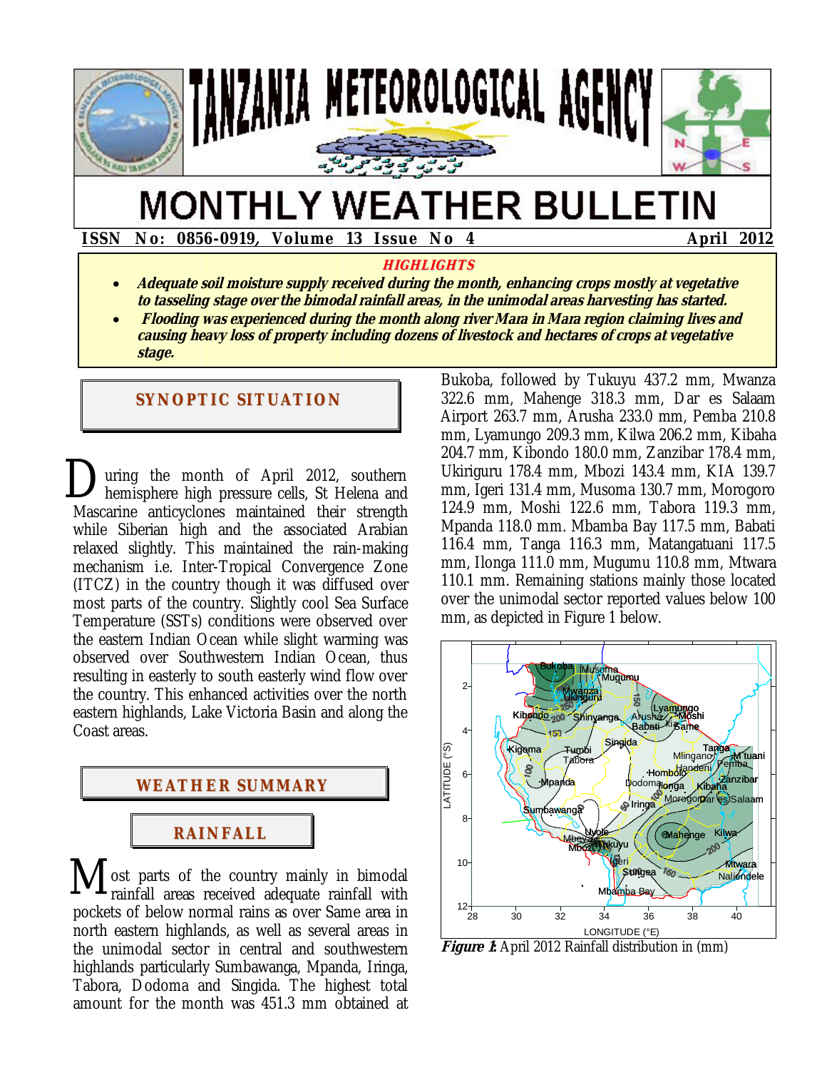# TANZANIA METEOROLOGICAL AGENCY

# MONTHLY WEATHER BULLETIN

**ISSN No: 0856-0919, Volume 13 Issue No 4** **April 2012**

***HIGHLIGHTS***

- ***Adequate soil moisture supply received during the month, enhancing crops mostly at vegetative to tasseling stage over the bimodal rainfall areas, in the unimodal areas harvesting has started.***
- ***Flooding was experienced during the month along river Mara in Mara region claiming lives and causing heavy loss of property including dozens of livestock and hectares of crops at vegetative stage.***

## SYNOPTIC SITUATION

During the month of April 2012, southern hemisphere high pressure cells, St Helena and Mascarine anticyclones maintained their strength while Siberian high and the associated Arabian relaxed slightly. This maintained the rain-making mechanism i.e. Inter-Tropical Convergence Zone (ITCZ) in the country though it was diffused over most parts of the country. Slightly cool Sea Surface Temperature (SSTs) conditions were observed over the eastern Indian Ocean while slight warming was observed over Southwestern Indian Ocean, thus resulting in easterly to south easterly wind flow over the country. This enhanced activities over the north eastern highlands, Lake Victoria Basin and along the Coast areas.

## WEATHER SUMMARY

### RAINFALL

Most parts of the country mainly in bimodal rainfall areas received adequate rainfall with pockets of below normal rains as over Same area in north eastern highlands, as well as several areas in the unimodal sector in central and southwestern highlands particularly Sumbawanga, Mpanda, Iringa, Tabora, Dodoma and Singida. The highest total amount for the month was 451.3 mm obtained at Bukoba, followed by Tukuyu 437.2 mm, Mwanza 322.6 mm, Mahenge 318.3 mm, Dar es Salaam Airport 263.7 mm, Arusha 233.0 mm, Pemba 210.8 mm, Lyamungo 209.3 mm, Kilwa 206.2 mm, Kibaha 204.7 mm, Kibondo 180.0 mm, Zanzibar 178.4 mm, Ukiriguru 178.4 mm, Mbozi 143.4 mm, KIA 139.7 mm, Igeri 131.4 mm, Musoma 130.7 mm, Morogoro 124.9 mm, Moshi 122.6 mm, Tabora 119.3 mm, Mpanda 118.0 mm. Mbamba Bay 117.5 mm, Babati 116.4 mm, Tanga 116.3 mm, Matangatuani 117.5 mm, Ilonga 111.0 mm, Mugumu 110.8 mm, Mtwara 110.1 mm. Remaining stations mainly those located over the unimodal sector reported values below 100 mm, as depicted in Figure 1 below.

***Figure 1:*** April 2012 Rainfall distribution in (mm)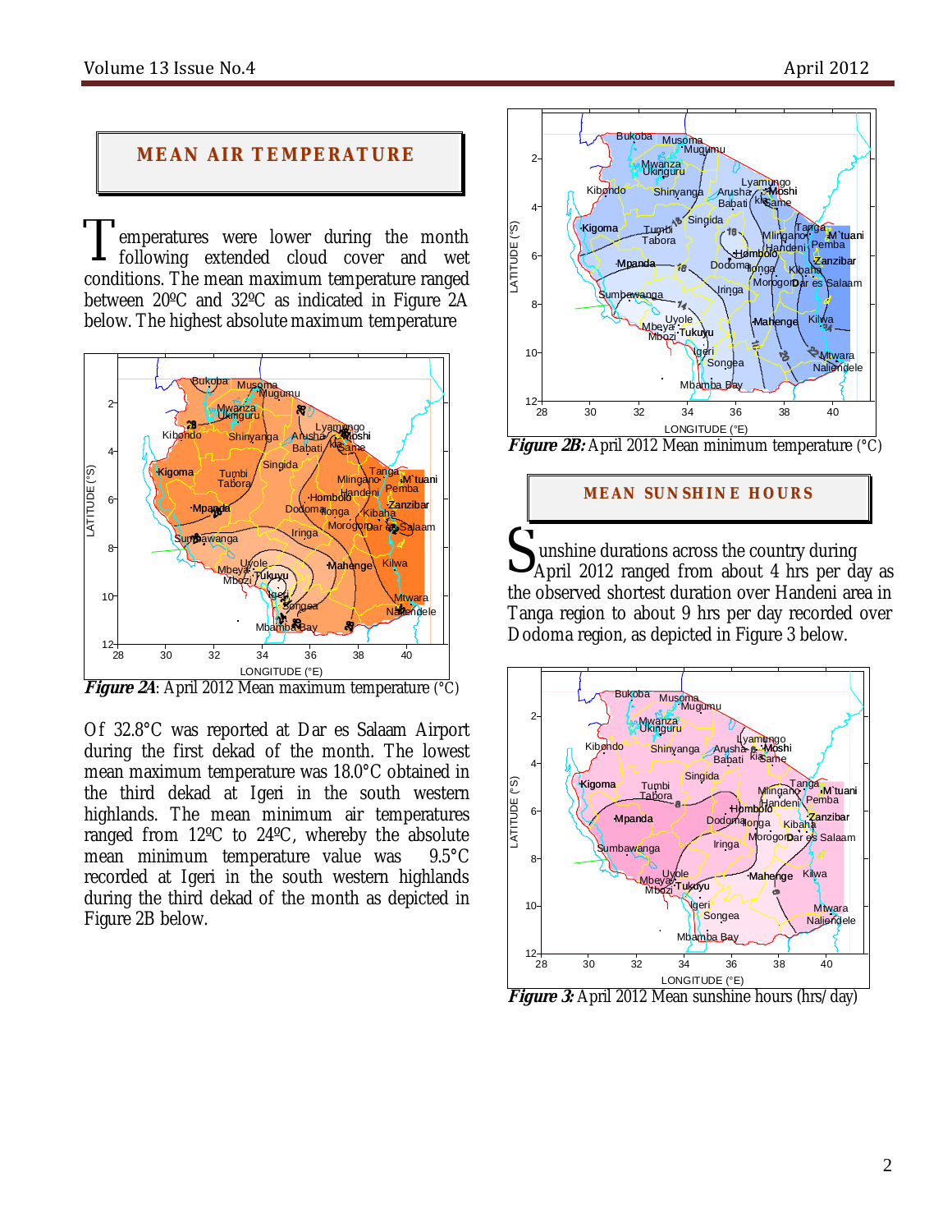## MEAN AIR TEMPERATURE

Temperatures were lower during the month following extended cloud cover and wet conditions. The mean maximum temperature ranged between 20ºC and 32ºC as indicated in Figure 2A below. The highest absolute maximum temperature

***Figure 2A***: April 2012 Mean maximum temperature (°C)

Of 32.8°C was reported at Dar es Salaam Airport during the first dekad of the month. The lowest mean maximum temperature was 18.0°C obtained in the third dekad at Igeri in the south western highlands. The mean minimum air temperatures ranged from 12ºC to 24ºC, whereby the absolute mean minimum temperature value was 9.5°C recorded at Igeri in the south western highlands during the third dekad of the month as depicted in Figure 2B below.

***Figure 2B:*** April 2012 Mean minimum temperature (°C)

## MEAN SUNSHINE HOURS

Sunshine durations across the country during April 2012 ranged from about 4 hrs per day as the observed shortest duration over Handeni area in Tanga region to about 9 hrs per day recorded over Dodoma region, as depicted in Figure 3 below.

***Figure 3:*** April 2012 Mean sunshine hours (hrs/day)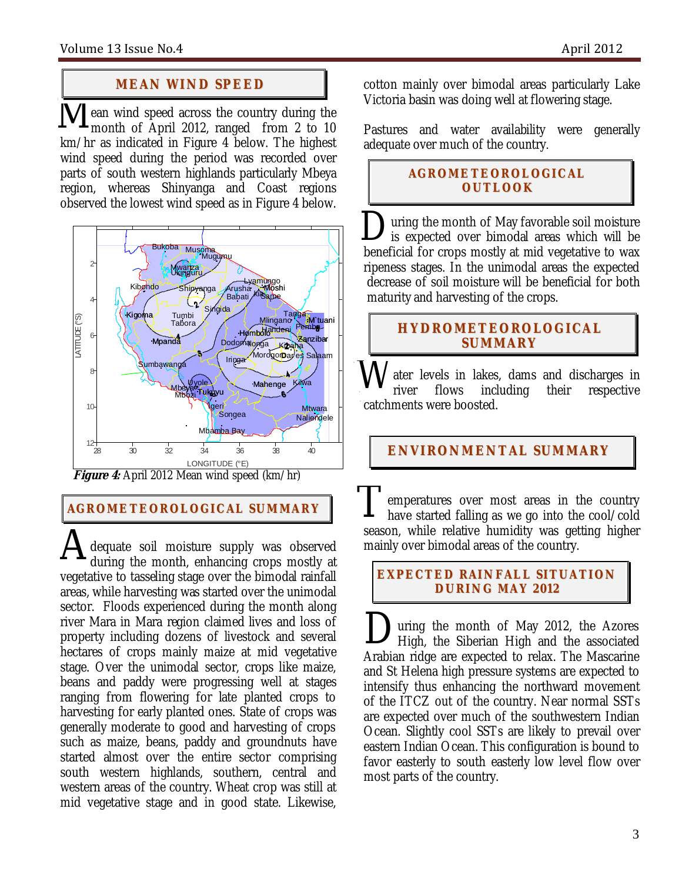## MEAN WIND SPEED

Mean wind speed across the country during the month of April 2012, ranged from 2 to 10 km/hr as indicated in Figure 4 below. The highest wind speed during the period was recorded over parts of south western highlands particularly Mbeya region, whereas Shinyanga and Coast regions observed the lowest wind speed as in Figure 4 below.

***Figure 4:*** April 2012 Mean wind speed (km/hr)

## AGROMETEOROLOGICAL SUMMARY

Adequate soil moisture supply was observed during the month, enhancing crops mostly at vegetative to tasseling stage over the bimodal rainfall areas, while harvesting was started over the unimodal sector. Floods experienced during the month along river Mara in Mara region claimed lives and loss of property including dozens of livestock and several hectares of crops mainly maize at mid vegetative stage. Over the unimodal sector, crops like maize, beans and paddy were progressing well at stages ranging from flowering for late planted crops to harvesting for early planted ones. State of crops was generally moderate to good and harvesting of crops such as maize, beans, paddy and groundnuts have started almost over the entire sector comprising south western highlands, southern, central and western areas of the country. Wheat crop was still at mid vegetative stage and in good state. Likewise, cotton mainly over bimodal areas particularly Lake Victoria basin was doing well at flowering stage.

Pastures and water availability were generally adequate over much of the country.

## AGROMETEOROLOGICAL OUTLOOK

During the month of May favorable soil moisture is expected over bimodal areas which will be beneficial for crops mostly at mid vegetative to wax ripeness stages. In the unimodal areas the expected decrease of soil moisture will be beneficial for both maturity and harvesting of the crops.

## HYDROMETEOROLOGICAL SUMMARY

Water levels in lakes, dams and discharges in river flows including their respective catchments were boosted.

## ENVIRONMENTAL SUMMARY

Temperatures over most areas in the country have started falling as we go into the cool/cold season, while relative humidity was getting higher mainly over bimodal areas of the country.

## EXPECTED RAINFALL SITUATION DURING MAY 2012

During the month of May 2012, the Azores High, the Siberian High and the associated Arabian ridge are expected to relax. The Mascarine and St Helena high pressure systems are expected to intensify thus enhancing the northward movement of the ITCZ out of the country. Near normal SSTs are expected over much of the southwestern Indian Ocean. Slightly cool SSTs are likely to prevail over eastern Indian Ocean. This configuration is bound to favor easterly to south easterly low level flow over most parts of the country.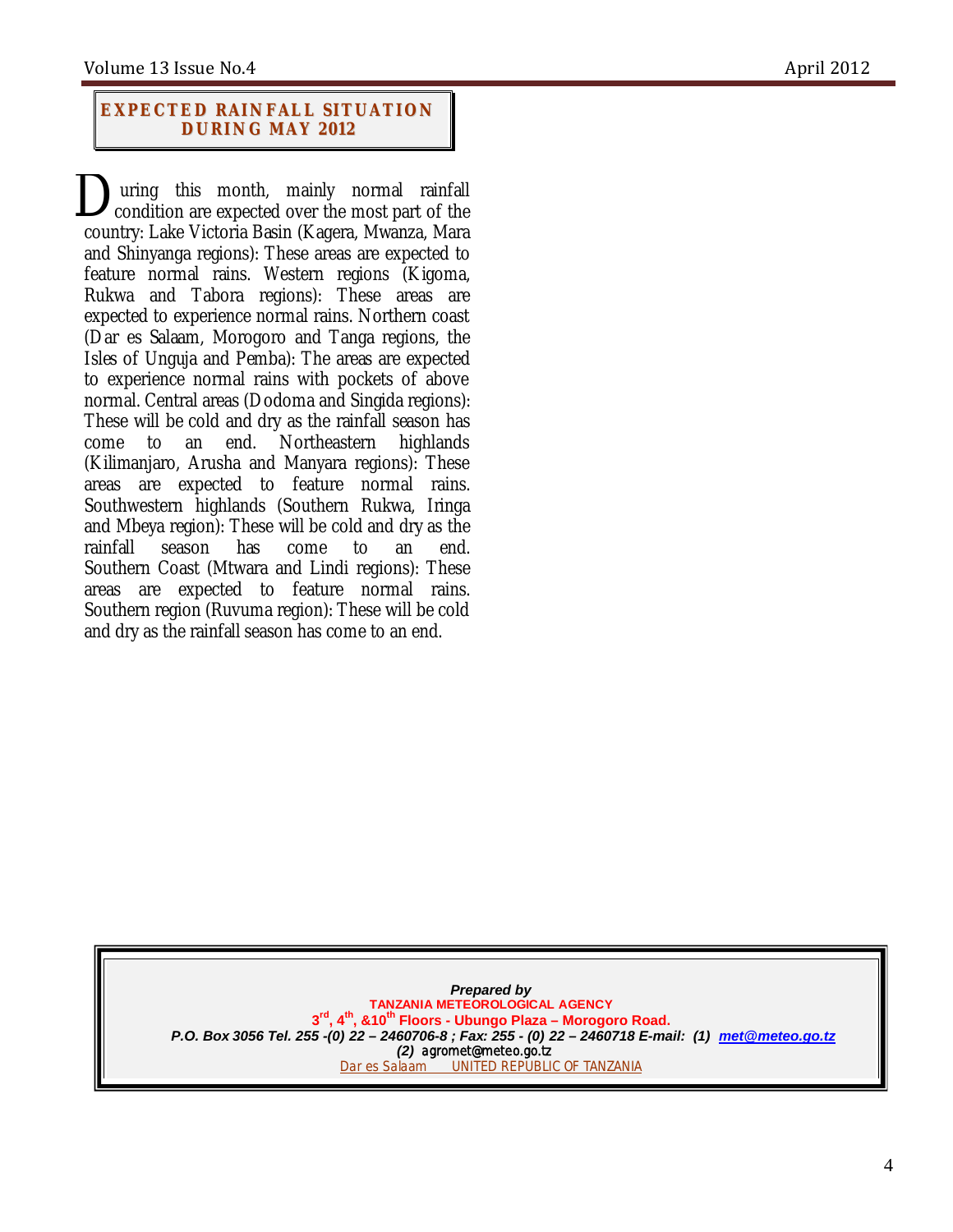## EXPECTED RAINFALL SITUATION DURING MAY 2012

During this month, mainly normal rainfall condition are expected over the most part of the country: Lake Victoria Basin (Kagera, Mwanza, Mara and Shinyanga regions): These areas are expected to feature normal rains. Western regions (Kigoma, Rukwa and Tabora regions): These areas are expected to experience normal rains. Northern coast (Dar es Salaam, Morogoro and Tanga regions, the Isles of Unguja and Pemba): The areas are expected to experience normal rains with pockets of above normal. Central areas (Dodoma and Singida regions): These will be cold and dry as the rainfall season has come to an end. Northeastern highlands (Kilimanjaro, Arusha and Manyara regions): These areas are expected to feature normal rains. Southwestern highlands (Southern Rukwa, Iringa and Mbeya region): These will be cold and dry as the rainfall season has come to an end. Southern Coast (Mtwara and Lindi regions): These areas are expected to feature normal rains. Southern region (Ruvuma region): These will be cold and dry as the rainfall season has come to an end.

***Prepared by***
**TANZANIA METEOROLOGICAL AGENCY**
**3rd, 4th, &10th Floors - Ubungo Plaza – Morogoro Road.**
***P.O. Box 3056 Tel. 255 -(0) 22 – 2460706-8 ; Fax: 255 - (0) 22 – 2460718 E-mail: (1) met@meteo.go.tz***
***(2)*** agromet@meteo.go.tz
Dar es Salaam UNITED REPUBLIC OF TANZANIA